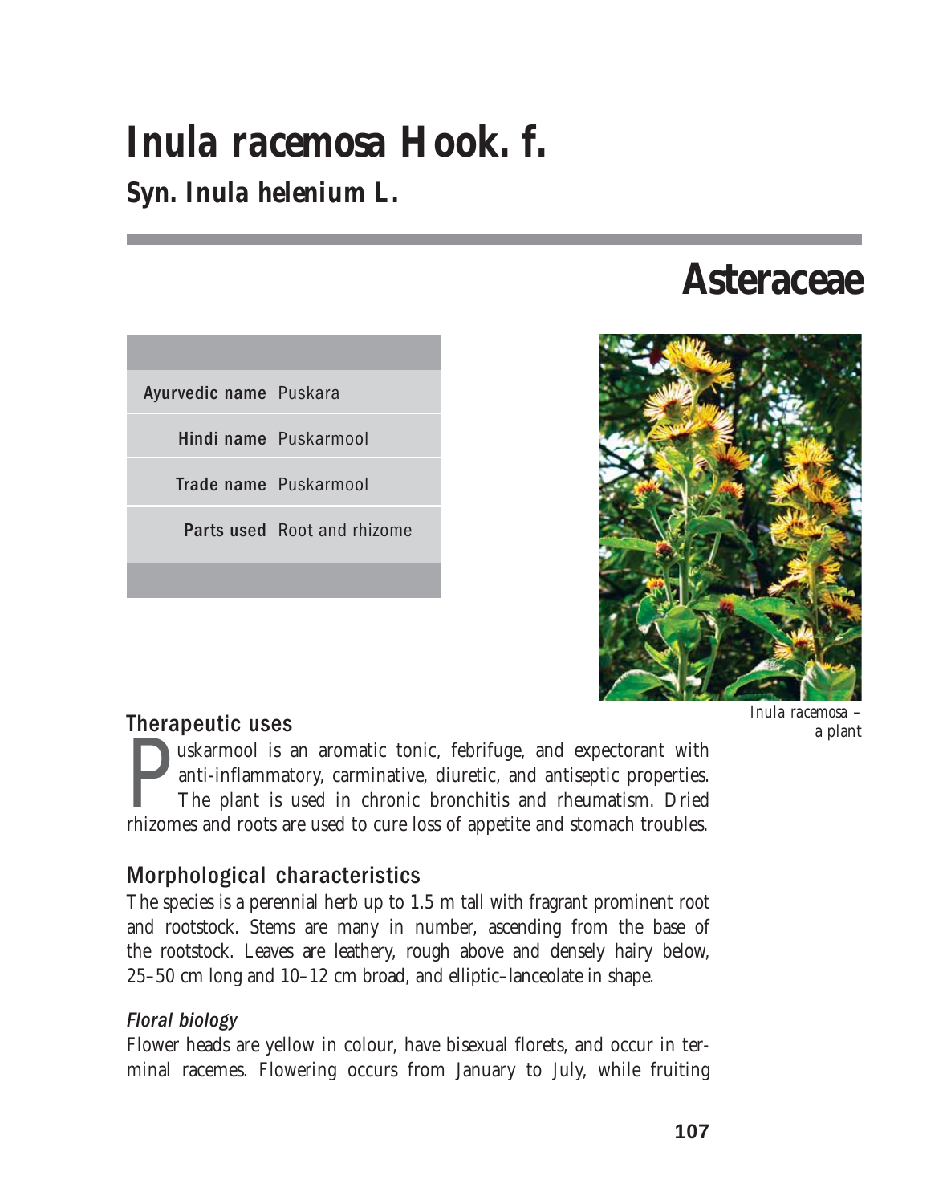# *Inula racemosa* Hook. f.

## Syn. *Inula helenium* L.

# Asteraceae

| | |
|---|---|
| **Ayurvedic name** | Puskara |
| **Hindi name** | Puskarmool |
| **Trade name** | Puskarmool |
| **Parts used** | Root and rhizome |

*Inula racemosa* – a plant

## Therapeutic uses

Puskarmool is an aromatic tonic, febrifuge, and expectorant with anti-inflammatory, carminative, diuretic, and antiseptic properties. The plant is used in chronic bronchitis and rheumatism. Dried rhizomes and roots are used to cure loss of appetite and stomach troubles.

## Morphological characteristics

The species is a perennial herb up to 1.5 m tall with fragrant prominent root and rootstock. Stems are many in number, ascending from the base of the rootstock. Leaves are leathery, rough above and densely hairy below, 25–50 cm long and 10–12 cm broad, and elliptic–lanceolate in shape.

### *Floral biology*

Flower heads are yellow in colour, have bisexual florets, and occur in terminal racemes. Flowering occurs from January to July, while fruiting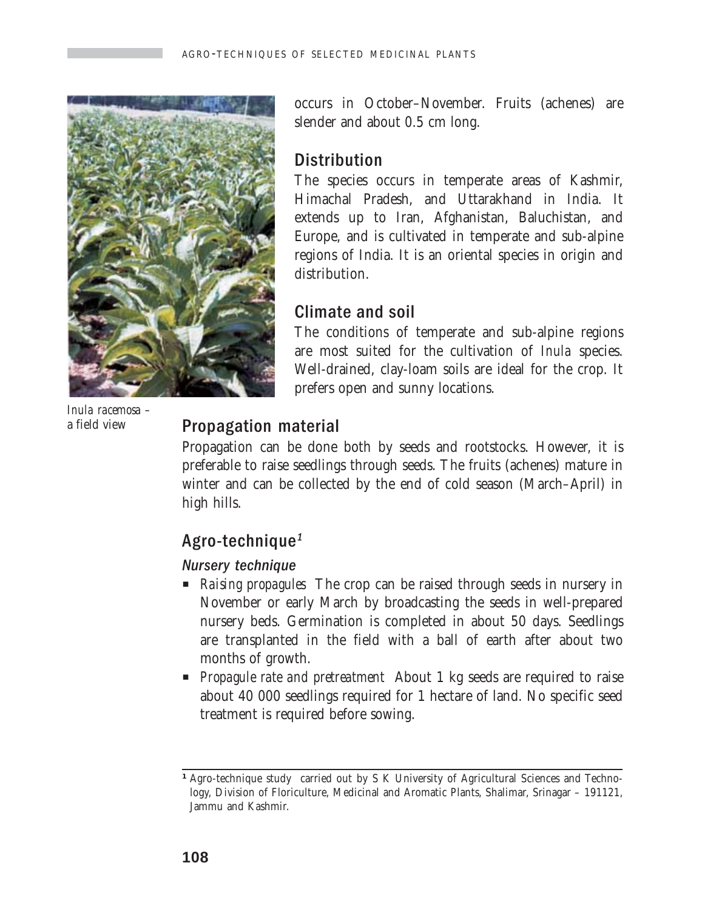occurs in October–November. Fruits (achenes) are slender and about 0.5 cm long.

## Distribution

The species occurs in temperate areas of Kashmir, Himachal Pradesh, and Uttarakhand in India. It extends up to Iran, Afghanistan, Baluchistan, and Europe, and is cultivated in temperate and sub-alpine regions of India. It is an oriental species in origin and distribution.

## Climate and soil

The conditions of temperate and sub-alpine regions are most suited for the cultivation of *Inula* species. Well-drained, clay-loam soils are ideal for the crop. It prefers open and sunny locations.

*Inula racemosa* – a field view

## Propagation material

Propagation can be done both by seeds and rootstocks. However, it is preferable to raise seedlings through seeds. The fruits (achenes) mature in winter and can be collected by the end of cold season (March–April) in high hills.

## Agro-technique[1]

### *Nursery technique*

- *Raising propagules* The crop can be raised through seeds in nursery in November or early March by broadcasting the seeds in well-prepared nursery beds. Germination is completed in about 50 days. Seedlings are transplanted in the field with a ball of earth after about two months of growth.
- *Propagule rate and pretreatment* About 1 kg seeds are required to raise about 40 000 seedlings required for 1 hectare of land. No specific seed treatment is required before sowing.

---

[1] Agro-technique study carried out by S K University of Agricultural Sciences and Technology, Division of Floriculture, Medicinal and Aromatic Plants, Shalimar, Srinagar – 191121, Jammu and Kashmir.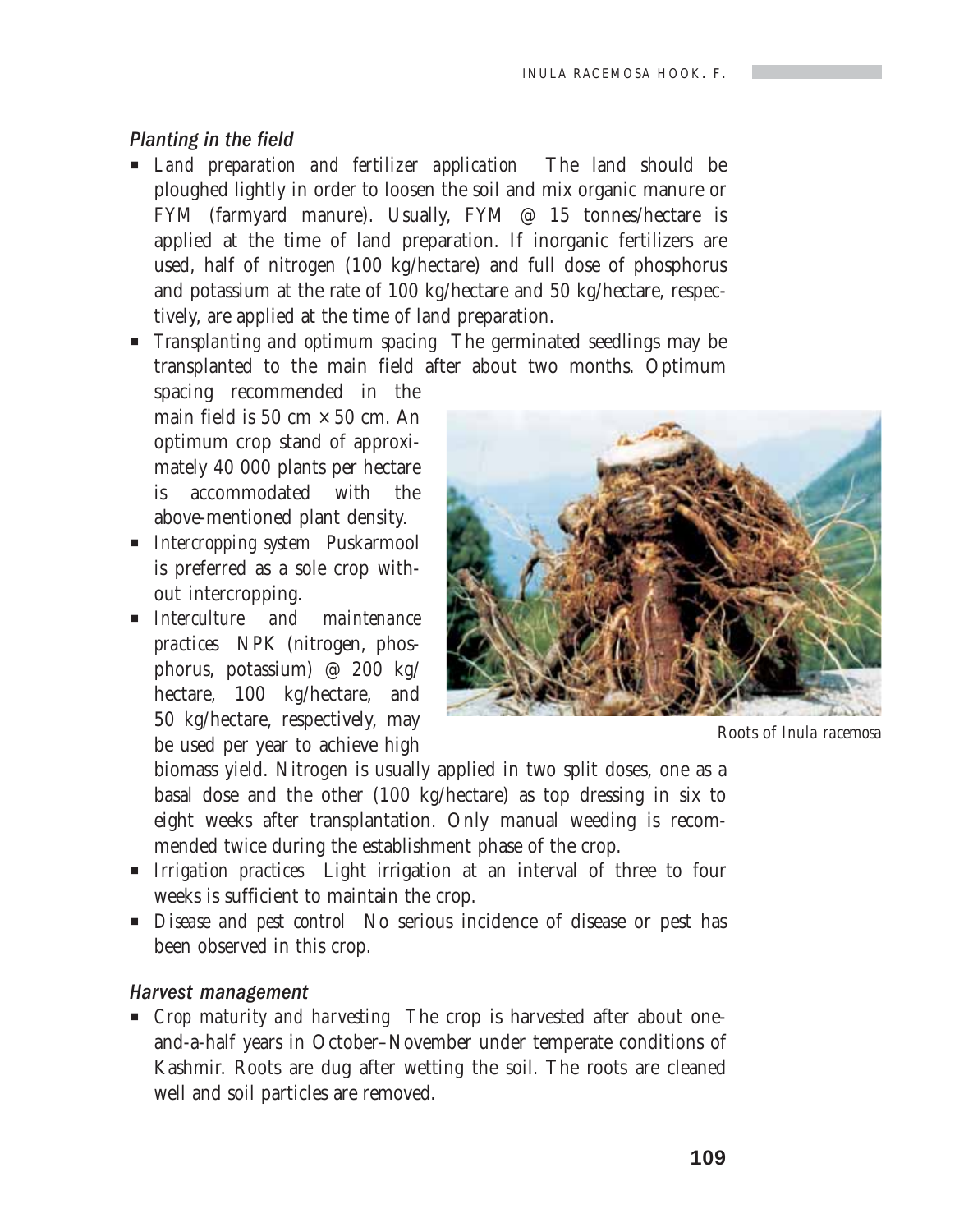### *Planting in the field*

- *Land preparation and fertilizer application* The land should be ploughed lightly in order to loosen the soil and mix organic manure or FYM (farmyard manure). Usually, FYM @ 15 tonnes/hectare is applied at the time of land preparation. If inorganic fertilizers are used, half of nitrogen (100 kg/hectare) and full dose of phosphorus and potassium at the rate of 100 kg/hectare and 50 kg/hectare, respectively, are applied at the time of land preparation.
- *Transplanting and optimum spacing* The germinated seedlings may be transplanted to the main field after about two months. Optimum spacing recommended in the main field is 50 cm × 50 cm. An optimum crop stand of approximately 40 000 plants per hectare is accommodated with the above-mentioned plant density.
- *Intercropping system* Puskarmool is preferred as a sole crop without intercropping.
- *Interculture and maintenance practices* NPK (nitrogen, phosphorus, potassium) @ 200 kg/hectare, 100 kg/hectare, and 50 kg/hectare, respectively, may be used per year to achieve high biomass yield. Nitrogen is usually applied in two split doses, one as a basal dose and the other (100 kg/hectare) as top dressing in six to eight weeks after transplantation. Only manual weeding is recommended twice during the establishment phase of the crop.
- *Irrigation practices* Light irrigation at an interval of three to four weeks is sufficient to maintain the crop.
- *Disease and pest control* No serious incidence of disease or pest has been observed in this crop.

Roots of *Inula racemosa*

### *Harvest management*

- *Crop maturity and harvesting* The crop is harvested after about one-and-a-half years in October–November under temperate conditions of Kashmir. Roots are dug after wetting the soil. The roots are cleaned well and soil particles are removed.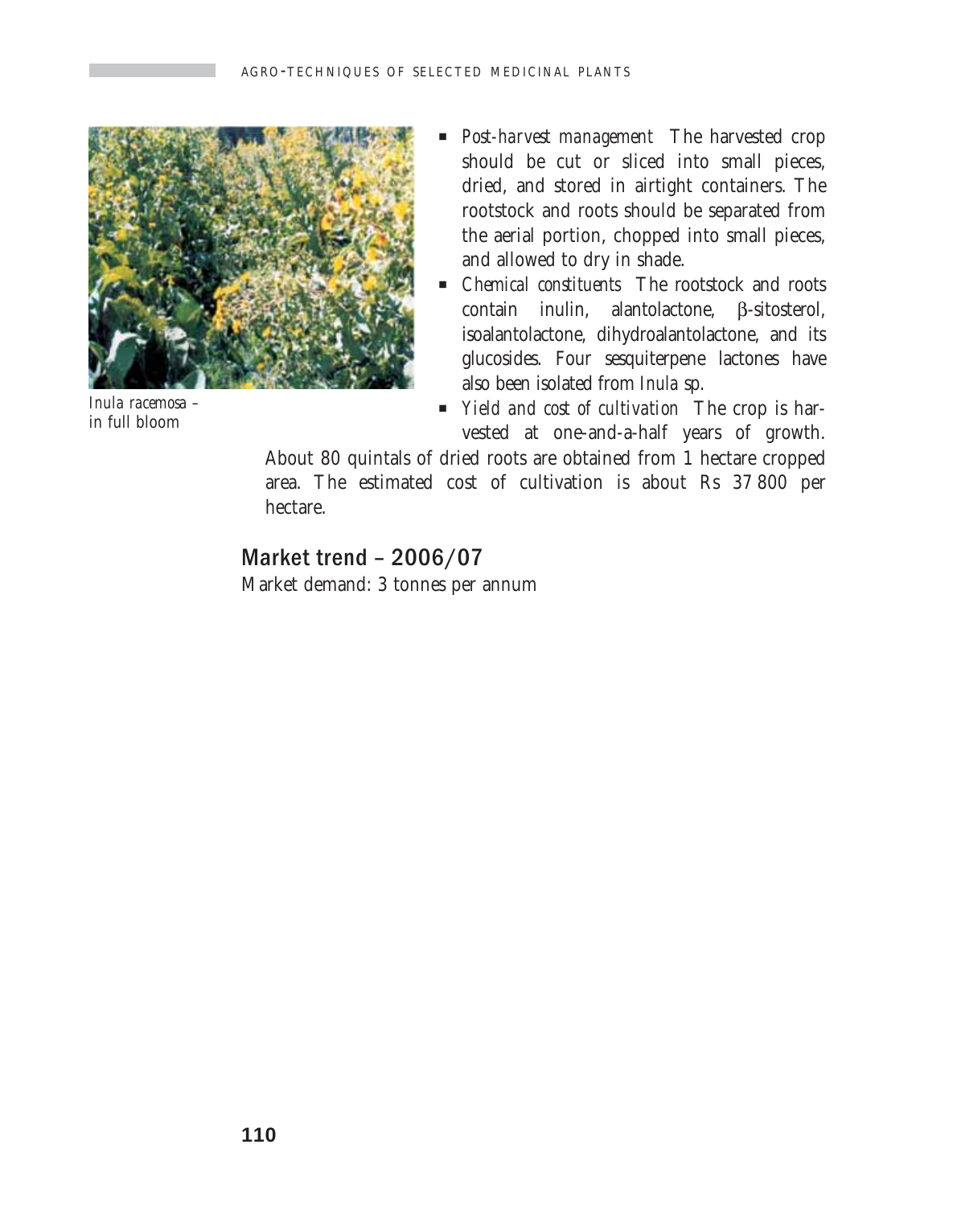*Inula racemosa* – in full bloom

- *Post-harvest management* The harvested crop should be cut or sliced into small pieces, dried, and stored in airtight containers. The rootstock and roots should be separated from the aerial portion, chopped into small pieces, and allowed to dry in shade.
- *Chemical constituents* The rootstock and roots contain inulin, alantolactone, β-sitosterol, isoalantolactone, dihydroalantolactone, and its glucosides. Four sesquiterpene lactones have also been isolated from *Inula* sp.
- *Yield and cost of cultivation* The crop is harvested at one-and-a-half years of growth. About 80 quintals of dried roots are obtained from 1 hectare cropped area. The estimated cost of cultivation is about Rs 37 800 per hectare.

## Market trend – 2006/07

Market demand: 3 tonnes per annum